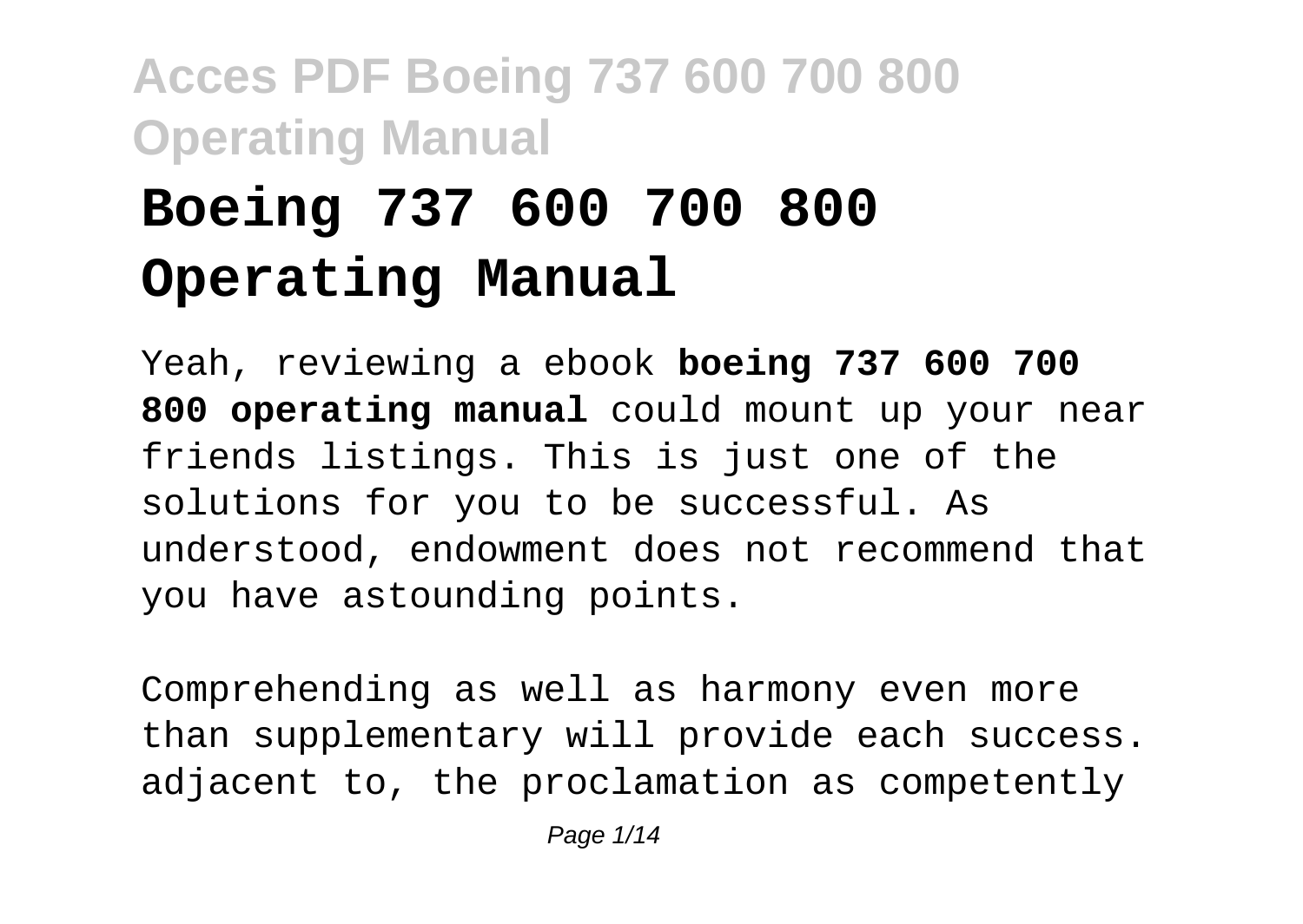# Boeing 737 600 700 800 Operating Manual

Yeah, reviewing a ebook **boeing 737 600 700 800 operating manual** could mount up your near friends listings. This is just one of the solutions for you to be successful. As understood, endowment does not recommend that you have astounding points.

Comprehending as well as harmony even more than supplementary will provide each success. adjacent to, the proclamation as competently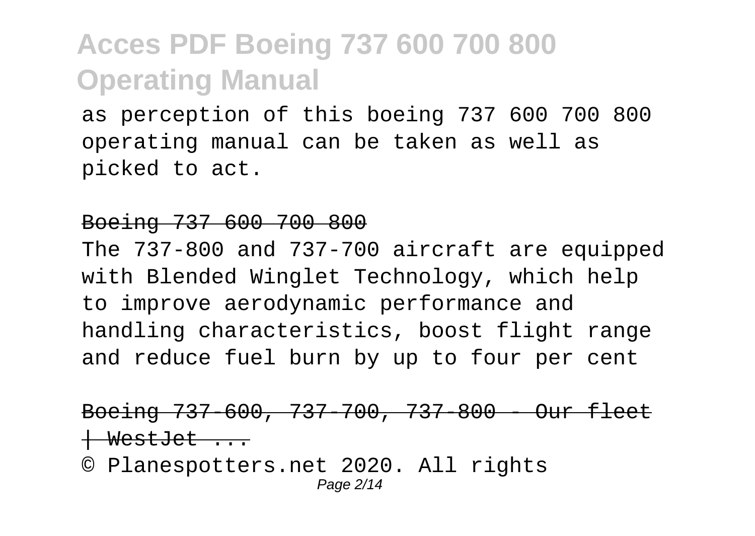as perception of this boeing 737 600 700 800 operating manual can be taken as well as picked to act.

~~Boeing 737 600 700 800~~

The 737-800 and 737-700 aircraft are equipped with Blended Winglet Technology, which help to improve aerodynamic performance and handling characteristics, boost flight range and reduce fuel burn by up to four per cent

~~Boeing 737-600, 737-700, 737-800 - Our fleet | WestJet ...~~

© Planespotters.net 2020. All rights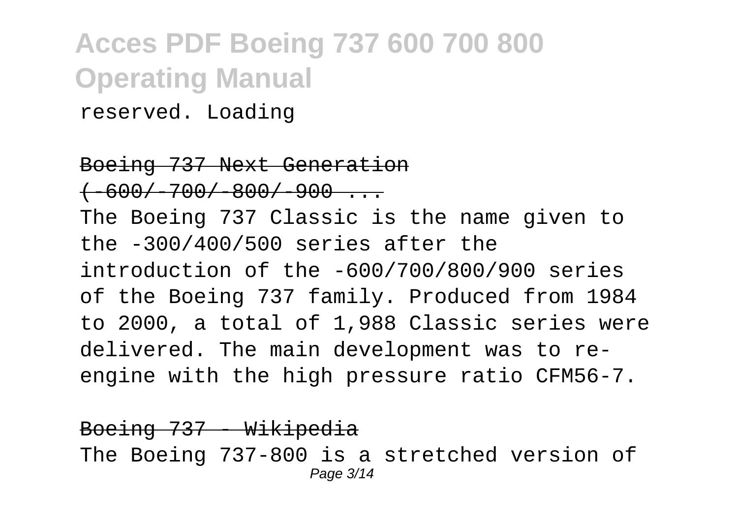reserved. Loading

Boeing 737 Next Generation (-600/-700/-800/-900 ...

The Boeing 737 Classic is the name given to the -300/400/500 series after the introduction of the -600/700/800/900 series of the Boeing 737 family. Produced from 1984 to 2000, a total of 1,988 Classic series were delivered. The main development was to re-engine with the high pressure ratio CFM56-7.

Boeing 737 - Wikipedia

The Boeing 737-800 is a stretched version of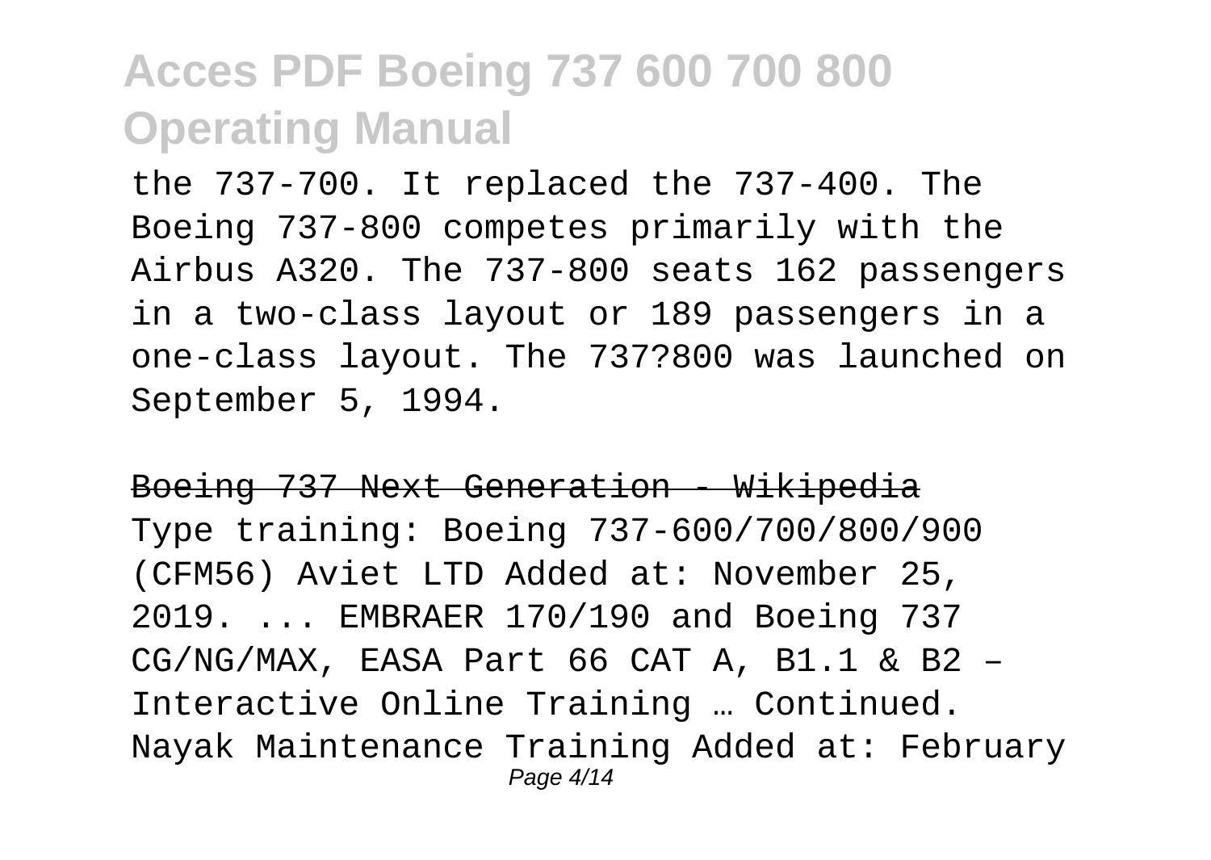the 737-700. It replaced the 737-400. The Boeing 737-800 competes primarily with the Airbus A320. The 737-800 seats 162 passengers in a two-class layout or 189 passengers in a one-class layout. The 737?800 was launched on September 5, 1994.

~~Boeing 737 Next Generation - Wikipedia~~

Type training: Boeing 737-600/700/800/900 (CFM56) Aviet LTD Added at: November 25, 2019. ... EMBRAER 170/190 and Boeing 737 CG/NG/MAX, EASA Part 66 CAT A, B1.1 & B2 – Interactive Online Training … Continued. Nayak Maintenance Training Added at: February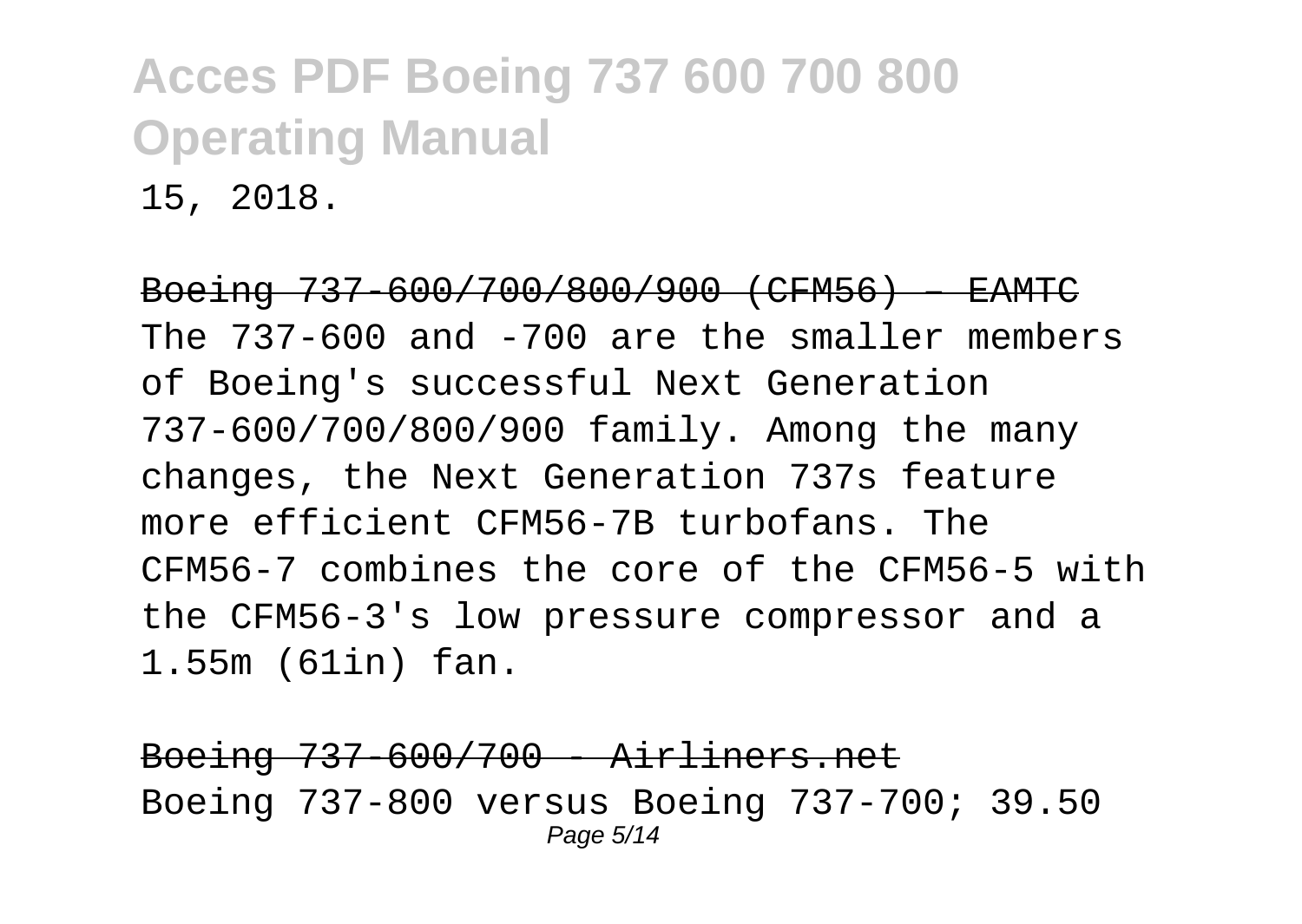15, 2018.

Boeing 737-600/700/800/900 (CFM56) – EAMTC

The 737-600 and -700 are the smaller members of Boeing's successful Next Generation 737-600/700/800/900 family. Among the many changes, the Next Generation 737s feature more efficient CFM56-7B turbofans. The CFM56-7 combines the core of the CFM56-5 with the CFM56-3's low pressure compressor and a 1.55m (61in) fan.

Boeing 737-600/700 - Airliners.net

Boeing 737-800 versus Boeing 737-700; 39.50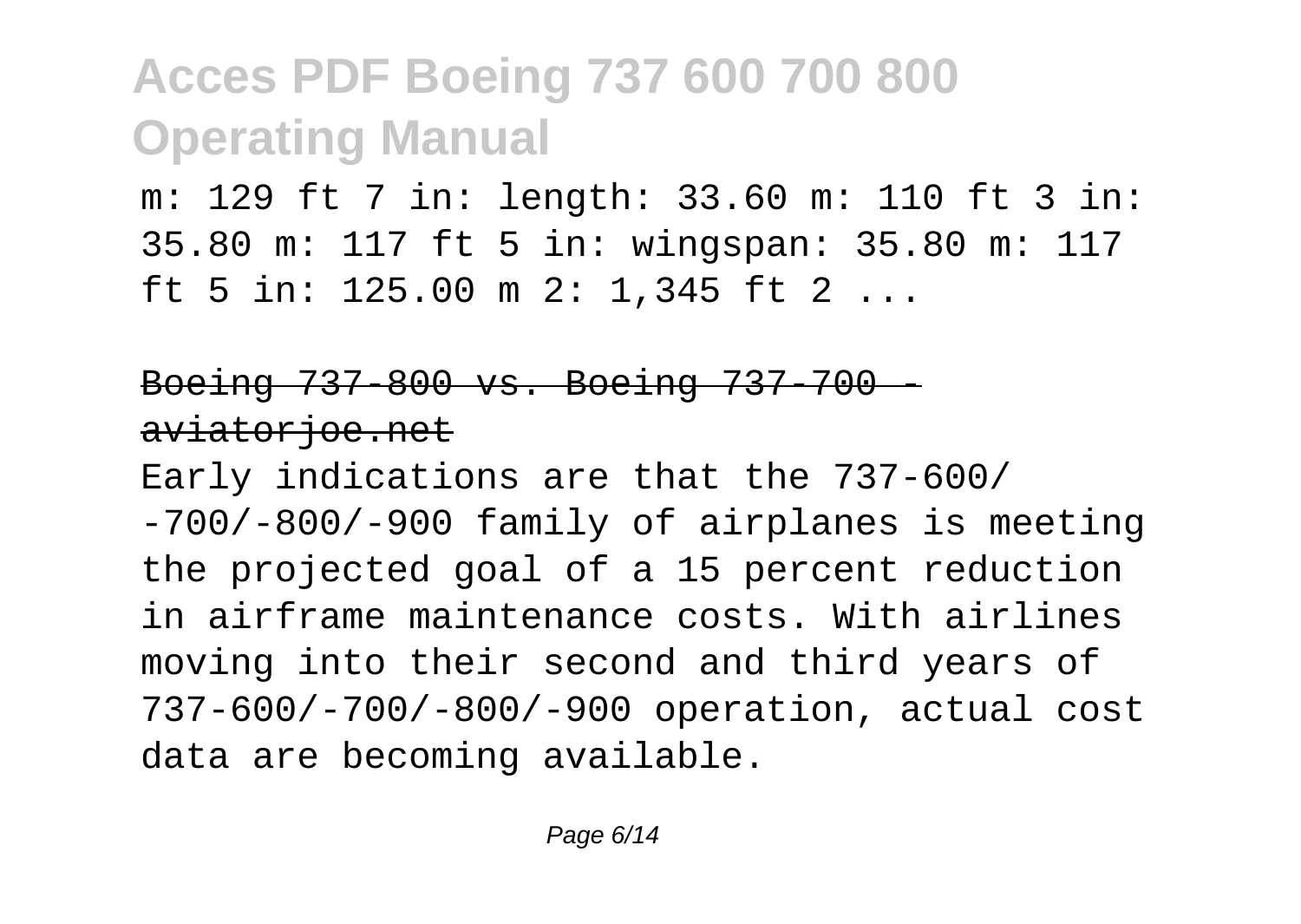m: 129 ft 7 in: length: 33.60 m: 110 ft 3 in: 35.80 m: 117 ft 5 in: wingspan: 35.80 m: 117 ft 5 in: 125.00 m 2: 1,345 ft 2 ...

## Boeing 737-800 vs. Boeing 737-700 - aviatorjoe.net

Early indications are that the 737-600/-700/-800/-900 family of airplanes is meeting the projected goal of a 15 percent reduction in airframe maintenance costs. With airlines moving into their second and third years of 737-600/-700/-800/-900 operation, actual cost data are becoming available.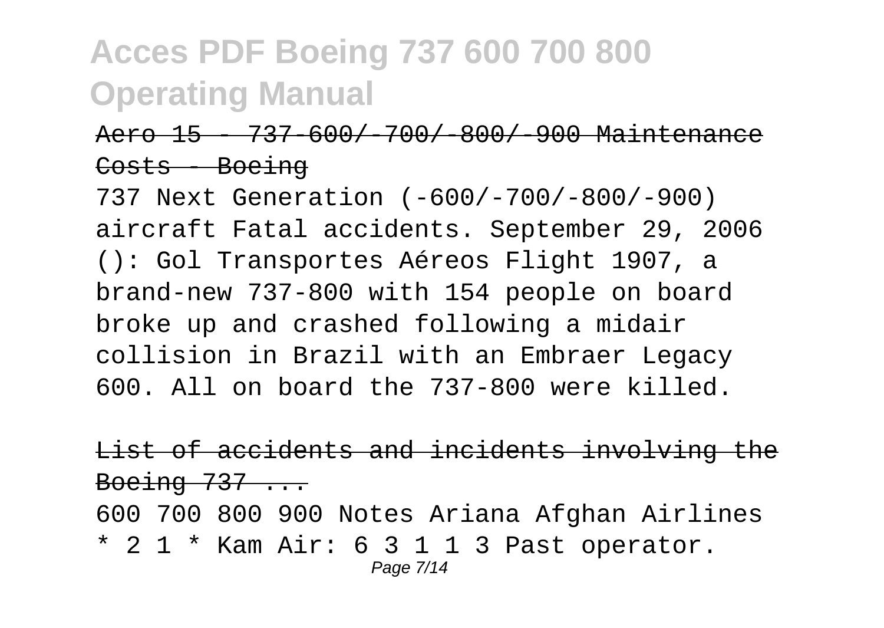Aero 15 - 737-600/-700/-800/-900 Maintenance Costs - Boeing

737 Next Generation (-600/-700/-800/-900) aircraft Fatal accidents. September 29, 2006 (): Gol Transportes Aéreos Flight 1907, a brand-new 737-800 with 154 people on board broke up and crashed following a midair collision in Brazil with an Embraer Legacy 600. All on board the 737-800 were killed.

List of accidents and incidents involving the Boeing 737 ...

600 700 800 900 Notes Ariana Afghan Airlines * 2 1 * Kam Air: 6 3 1 1 3 Past operator.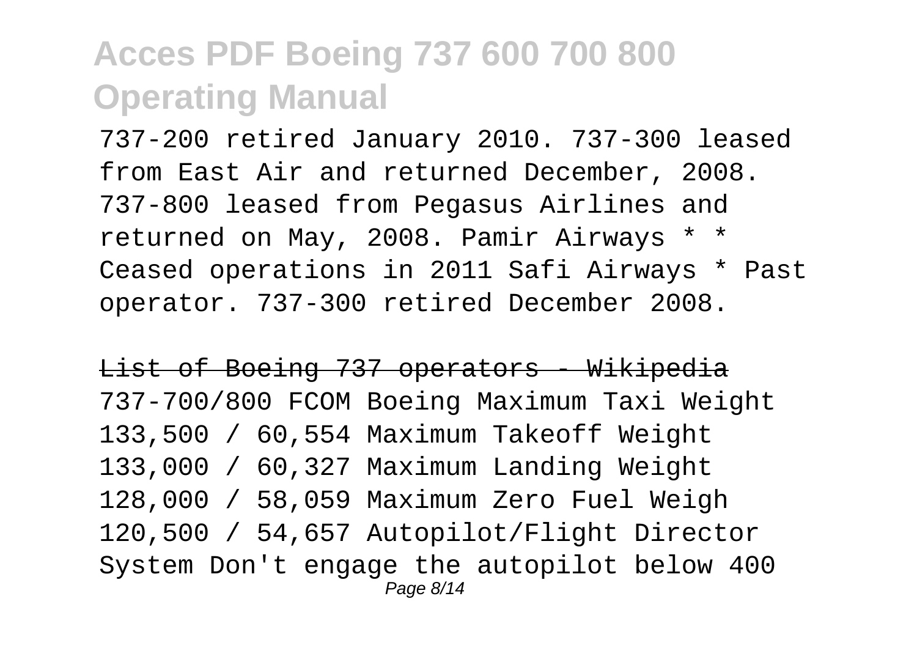737-200 retired January 2010. 737-300 leased from East Air and returned December, 2008. 737-800 leased from Pegasus Airlines and returned on May, 2008. Pamir Airways * * Ceased operations in 2011 Safi Airways * Past operator. 737-300 retired December 2008.

~~List of Boeing 737 operators - Wikipedia~~

737-700/800 FCOM Boeing Maximum Taxi Weight 133,500 / 60,554 Maximum Takeoff Weight 133,000 / 60,327 Maximum Landing Weight 128,000 / 58,059 Maximum Zero Fuel Weigh 120,500 / 54,657 Autopilot/Flight Director System Don't engage the autopilot below 400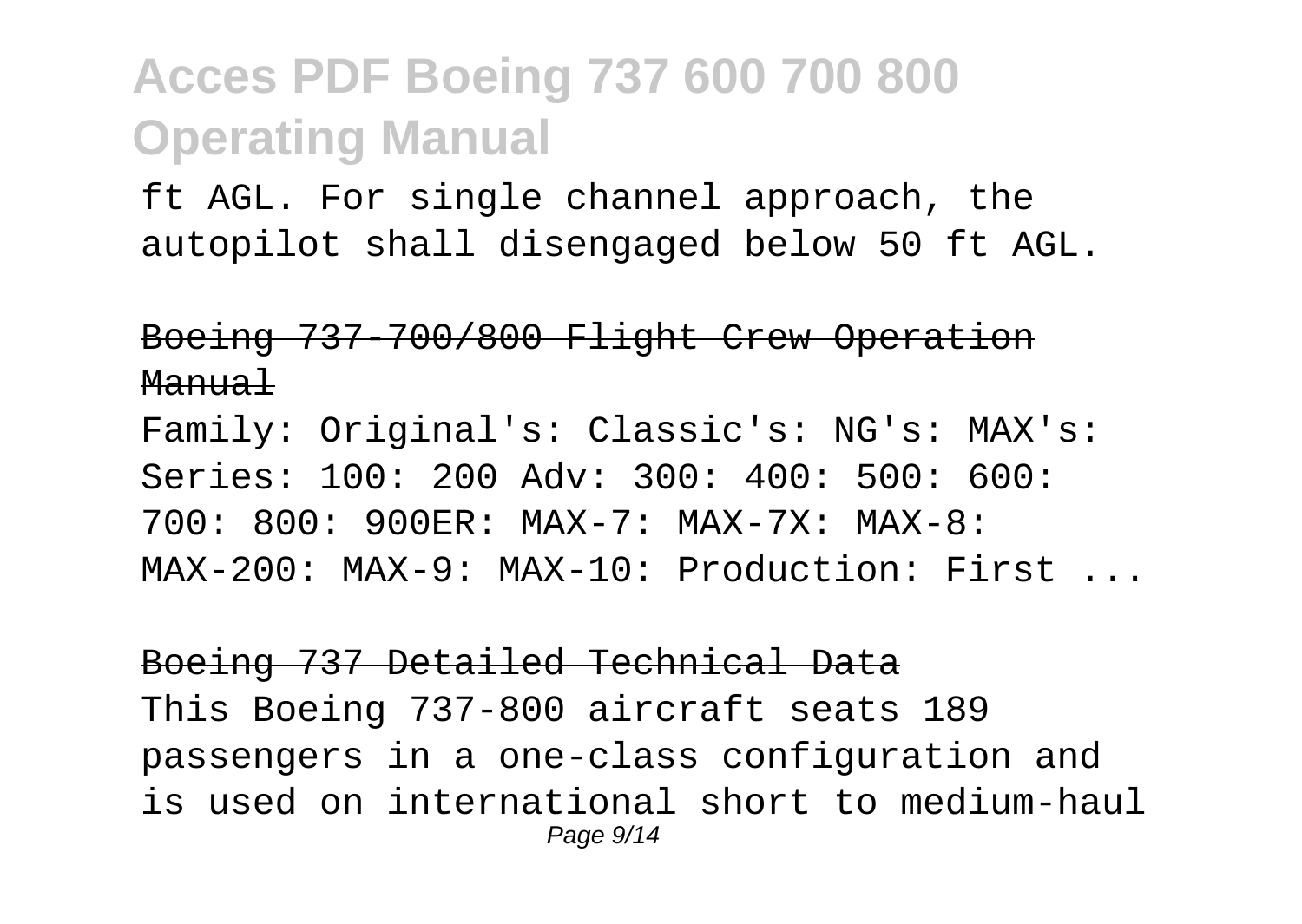ft AGL. For single channel approach, the autopilot shall disengaged below 50 ft AGL.

## Boeing 737-700/800 Flight Crew Operation Manual

Family: Original's: Classic's: NG's: MAX's: Series: 100: 200 Adv: 300: 400: 500: 600: 700: 800: 900ER: MAX-7: MAX-7X: MAX-8: MAX-200: MAX-9: MAX-10: Production: First ...

## Boeing 737 Detailed Technical Data

This Boeing 737-800 aircraft seats 189 passengers in a one-class configuration and is used on international short to medium-haul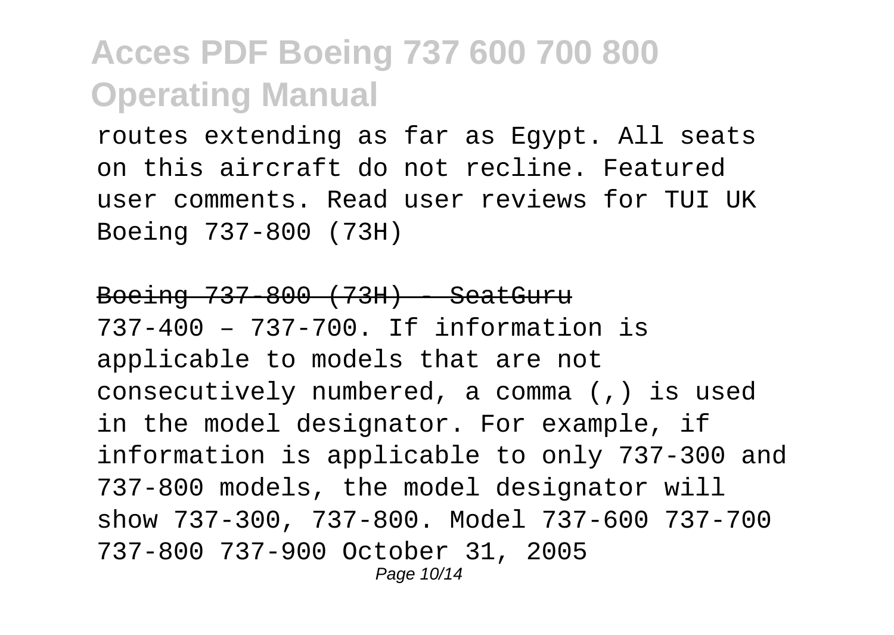routes extending as far as Egypt. All seats on this aircraft do not recline. Featured user comments. Read user reviews for TUI UK Boeing 737-800 (73H)

~~Boeing 737-800 (73H) - SeatGuru~~

737-400 – 737-700. If information is applicable to models that are not consecutively numbered, a comma (,) is used in the model designator. For example, if information is applicable to only 737-300 and 737-800 models, the model designator will show 737-300, 737-800. Model 737-600 737-700 737-800 737-900 October 31, 2005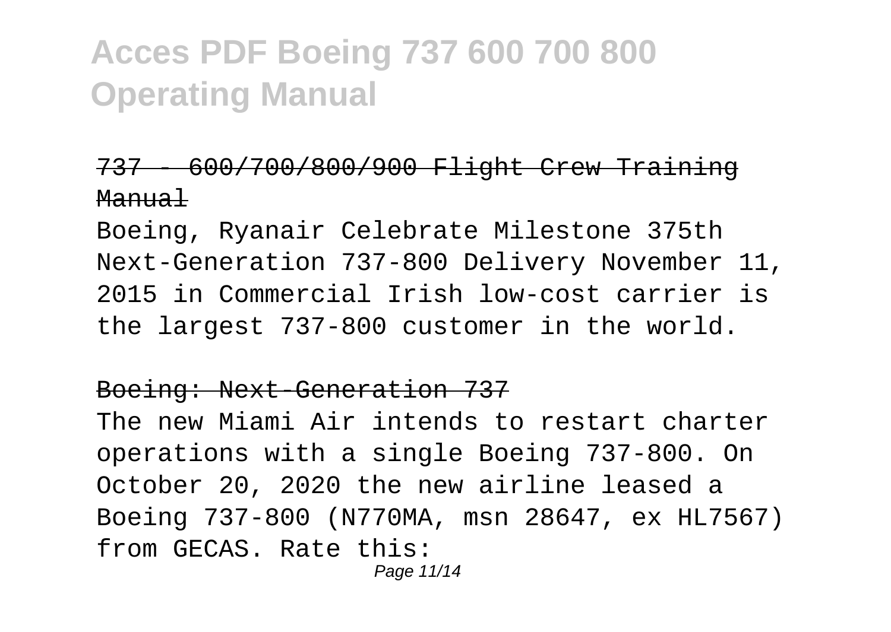# Acces PDF Boeing 737 600 700 800 Operating Manual

## ~~737 - 600/700/800/900 Flight Crew Training Manual~~

Boeing, Ryanair Celebrate Milestone 375th Next-Generation 737-800 Delivery November 11, 2015 in Commercial Irish low-cost carrier is the largest 737-800 customer in the world.

## ~~Boeing: Next-Generation 737~~

The new Miami Air intends to restart charter operations with a single Boeing 737-800. On October 20, 2020 the new airline leased a Boeing 737-800 (N770MA, msn 28647, ex HL7567) from GECAS. Rate this: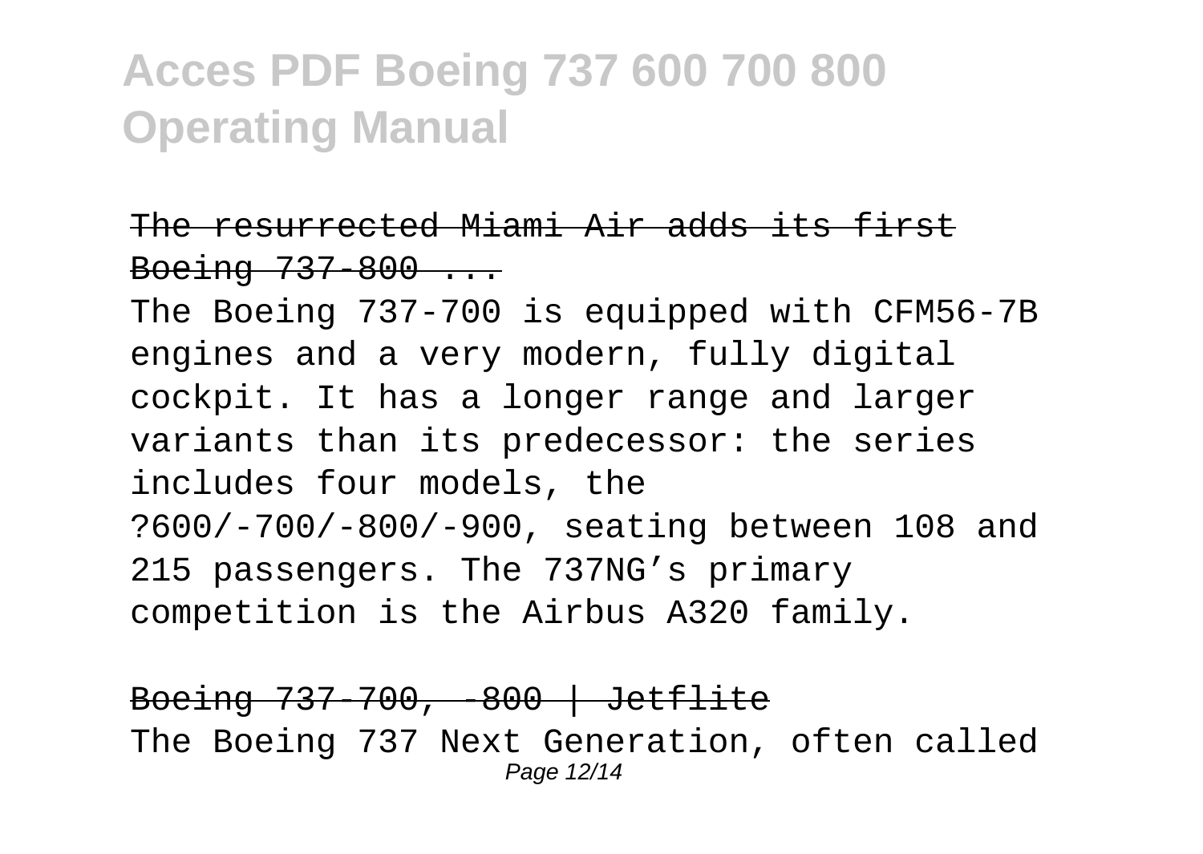# Acces PDF Boeing 737 600 700 800 Operating Manual

~~The resurrected Miami Air adds its first Boeing 737-800 ...~~

The Boeing 737-700 is equipped with CFM56-7B engines and a very modern, fully digital cockpit. It has a longer range and larger variants than its predecessor: the series includes four models, the ?600/-700/-800/-900, seating between 108 and 215 passengers. The 737NG's primary competition is the Airbus A320 family.

~~Boeing 737-700, -800 | Jetflite~~

The Boeing 737 Next Generation, often called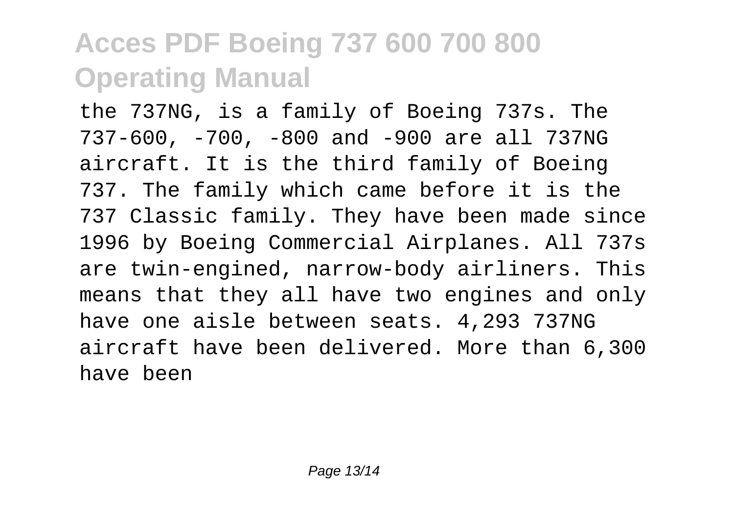the 737NG, is a family of Boeing 737s. The 737-600, -700, -800 and -900 are all 737NG aircraft. It is the third family of Boeing 737. The family which came before it is the 737 Classic family. They have been made since 1996 by Boeing Commercial Airplanes. All 737s are twin-engined, narrow-body airliners. This means that they all have two engines and only have one aisle between seats. 4,293 737NG aircraft have been delivered. More than 6,300 have been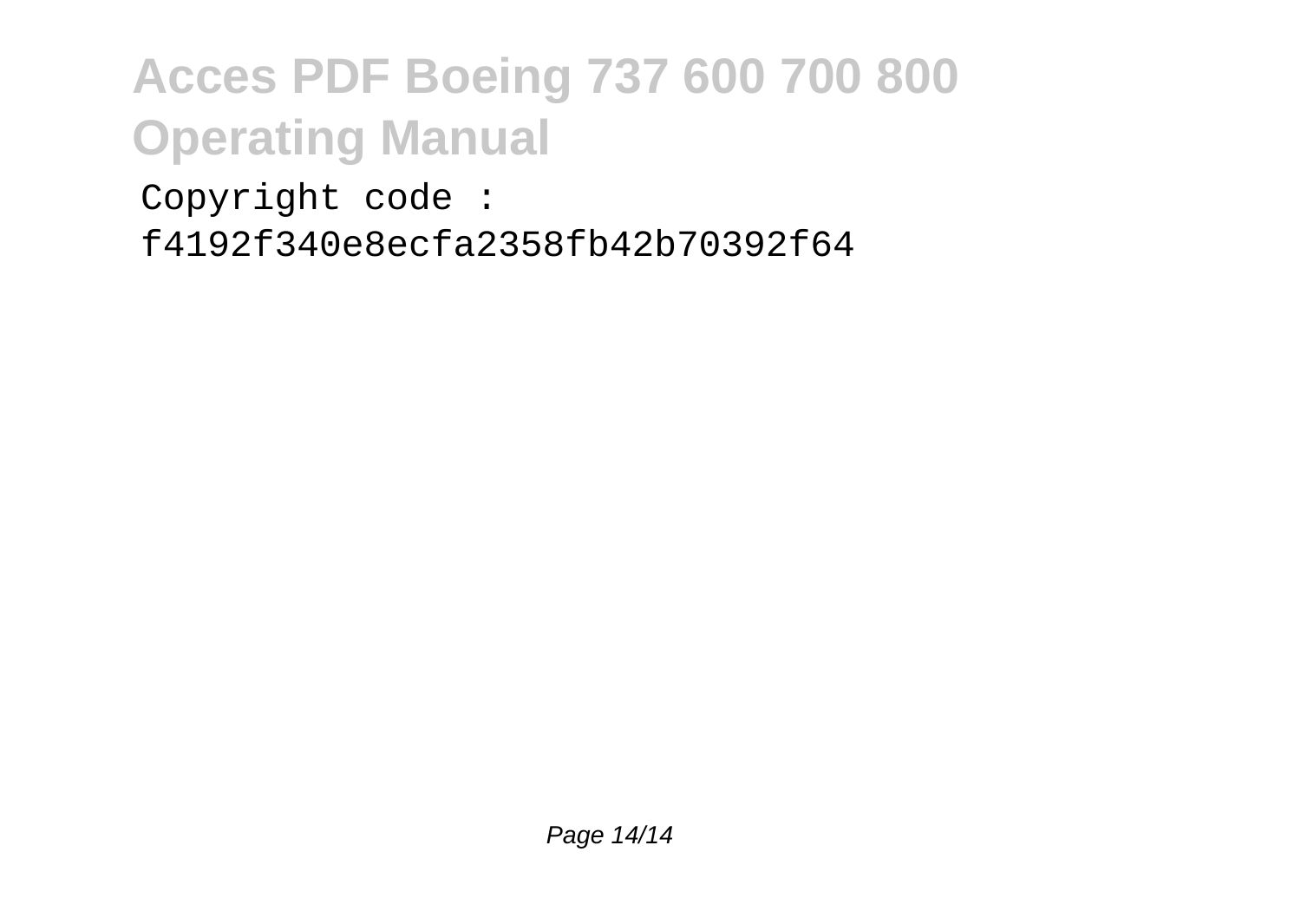Copyright code : f4192f340e8ecfa2358fb42b70392f64